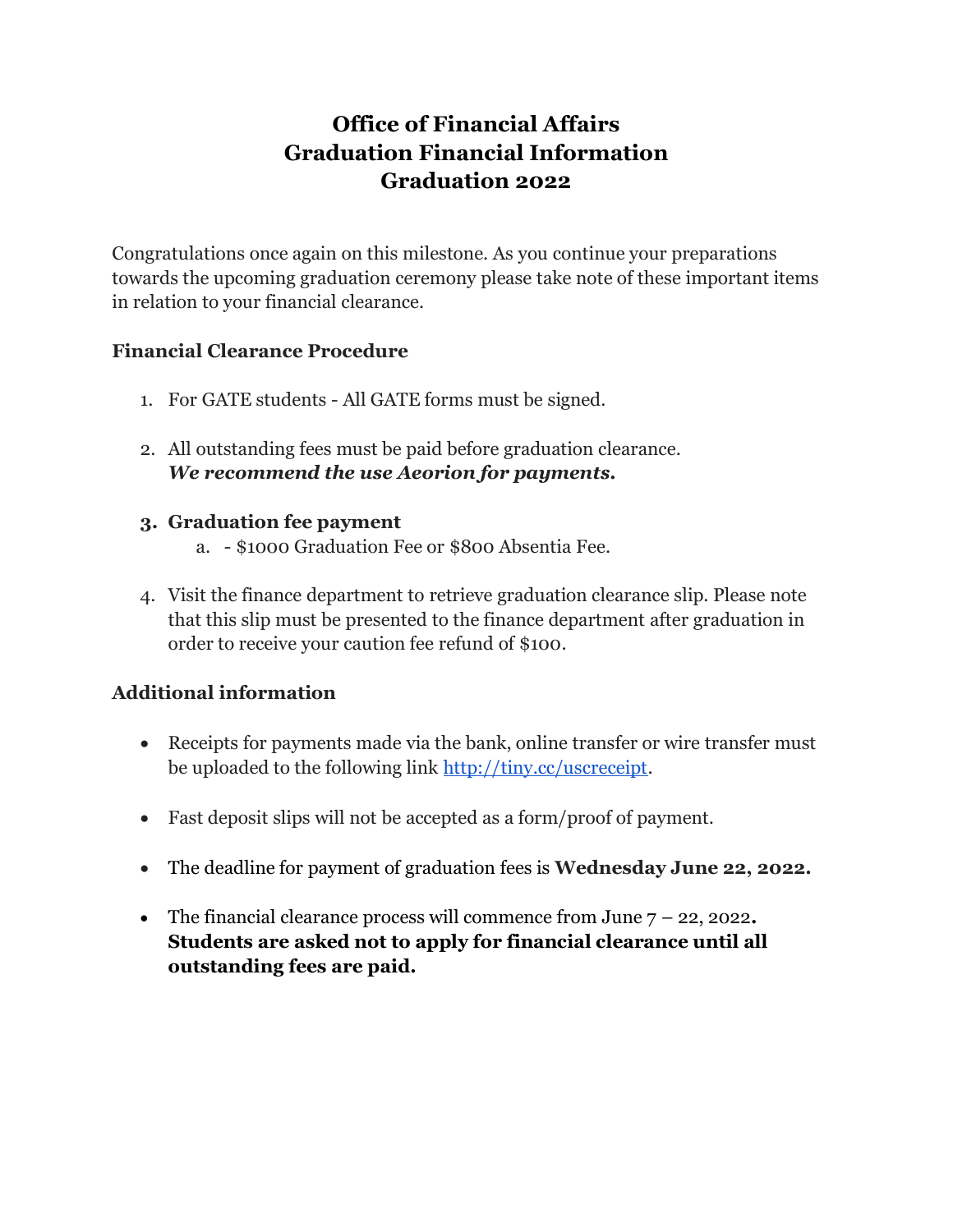# Office of Financial Affairs
# Graduation Financial Information
# Graduation 2022

Congratulations once again on this milestone. As you continue your preparations towards the upcoming graduation ceremony please take note of these important items in relation to your financial clearance.

### Financial Clearance Procedure

1. For GATE students - All GATE forms must be signed.

2. All outstanding fees must be paid before graduation clearance.
   ***We recommend the use Aeorion for payments.***

3. **Graduation fee payment**
   a. - $1000 Graduation Fee or $800 Absentia Fee.

4. Visit the finance department to retrieve graduation clearance slip. Please note that this slip must be presented to the finance department after graduation in order to receive your caution fee refund of $100.

### Additional information

- Receipts for payments made via the bank, online transfer or wire transfer must be uploaded to the following link [http://tiny.cc/uscreceipt](http://tiny.cc/uscreceipt).

- Fast deposit slips will not be accepted as a form/proof of payment.

- The deadline for payment of graduation fees is **Wednesday June 22, 2022.**

- The financial clearance process will commence from June 7 – 22, 2022**.** **Students are asked not to apply for financial clearance until all outstanding fees are paid.**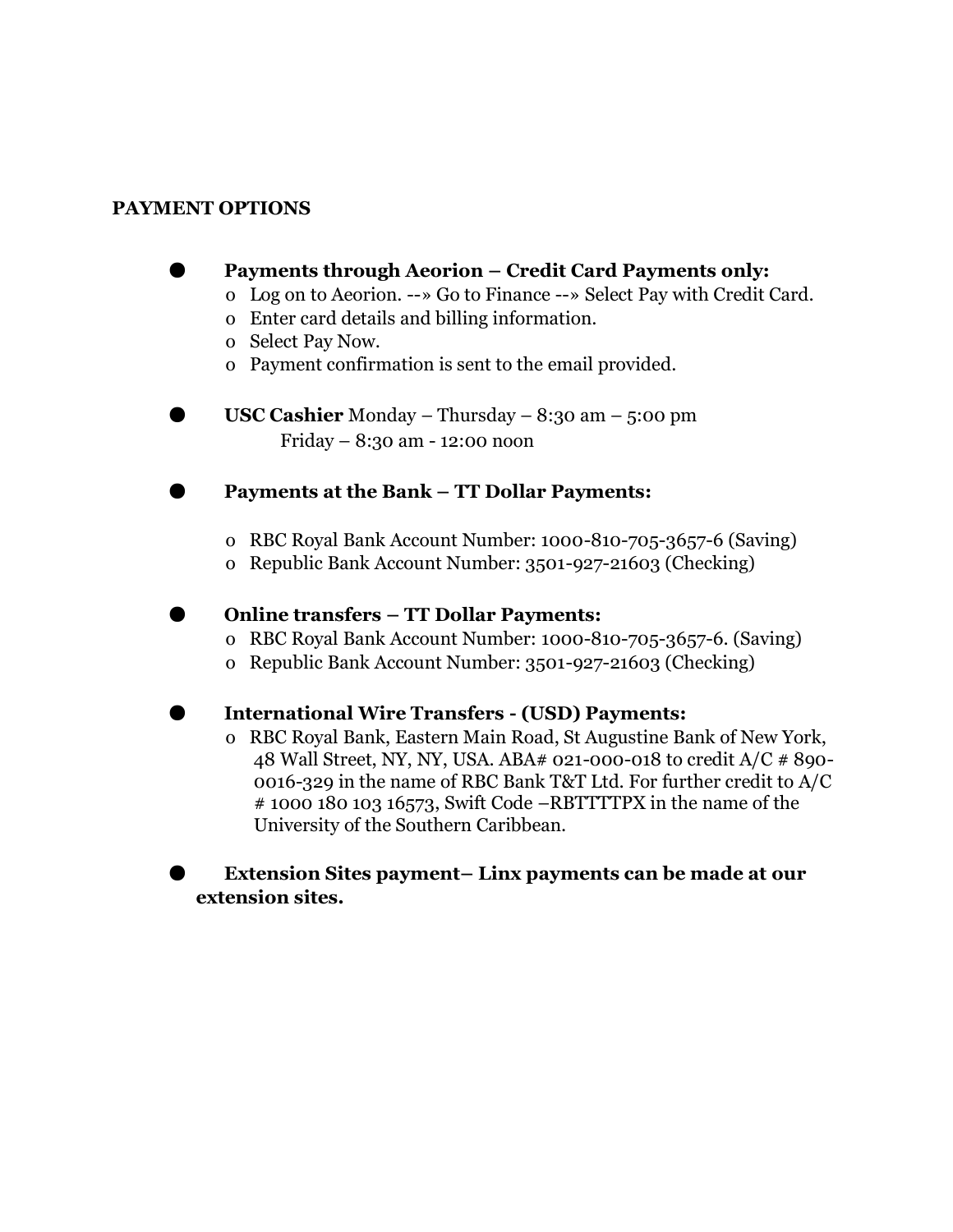**PAYMENT OPTIONS**

- **Payments through Aeorion – Credit Card Payments only:**
  - Log on to Aeorion. --» Go to Finance --» Select Pay with Credit Card.
  - Enter card details and billing information.
  - Select Pay Now.
  - Payment confirmation is sent to the email provided.

- **USC Cashier** Monday – Thursday – 8:30 am – 5:00 pm
  Friday – 8:30 am - 12:00 noon

- **Payments at the Bank – TT Dollar Payments:**
  - RBC Royal Bank Account Number: 1000-810-705-3657-6 (Saving)
  - Republic Bank Account Number: 3501-927-21603 (Checking)

- **Online transfers – TT Dollar Payments:**
  - RBC Royal Bank Account Number: 1000-810-705-3657-6. (Saving)
  - Republic Bank Account Number: 3501-927-21603 (Checking)

- **International Wire Transfers - (USD) Payments:**
  - RBC Royal Bank, Eastern Main Road, St Augustine Bank of New York, 48 Wall Street, NY, NY, USA. ABA# 021-000-018 to credit A/C # 890-0016-329 in the name of RBC Bank T&T Ltd. For further credit to A/C # 1000 180 103 16573, Swift Code –RBTTTTPX in the name of the University of the Southern Caribbean.

- **Extension Sites payment– Linx payments can be made at our extension sites.**